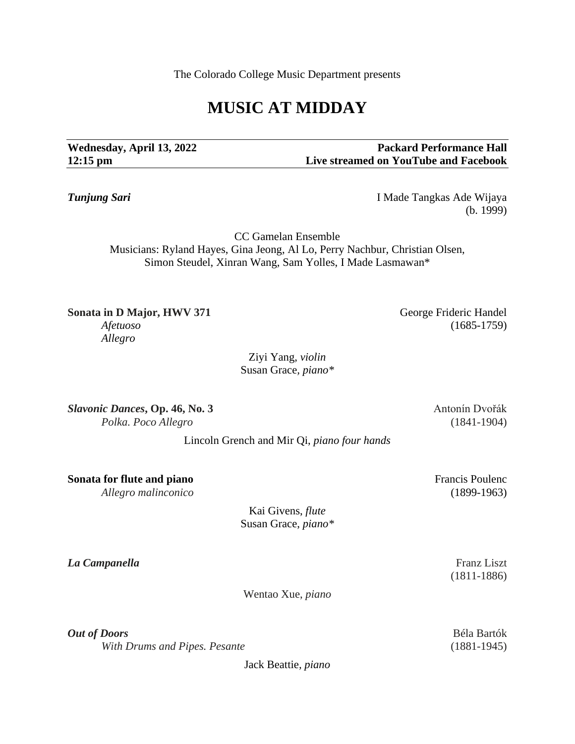The Colorado College Music Department presents

# MUSIC AT MIDDAY

**Wednesday, April 13, 2022** — **Packard Performance Hall**
**12:15 pm** — **Live streamed on YouTube and Facebook**

***Tunjung Sari*** — I Made Tangkas Ade Wijaya (b. 1999)

CC Gamelan Ensemble
Musicians: Ryland Hayes, Gina Jeong, Al Lo, Perry Nachbur, Christian Olsen, Simon Steudel, Xinran Wang, Sam Yolles, I Made Lasmawan*

**Sonata in D Major, HWV 371** — George Frideric Handel (1685-1759)
*Afetuoso*
*Allegro*

Ziyi Yang, *violin*
Susan Grace, *piano**

***Slavonic Dances*, Op. 46, No. 3** — Antonín Dvořák (1841-1904)
*Polka. Poco Allegro*

Lincoln Grench and Mir Qi, *piano four hands*

**Sonata for flute and piano** — Francis Poulenc (1899-1963)
*Allegro malinconico*

Kai Givens, *flute*
Susan Grace, *piano**

***La Campanella*** — Franz Liszt (1811-1886)

Wentao Xue, *piano*

***Out of Doors*** — Béla Bartók (1881-1945)
*With Drums and Pipes. Pesante*

Jack Beattie, *piano*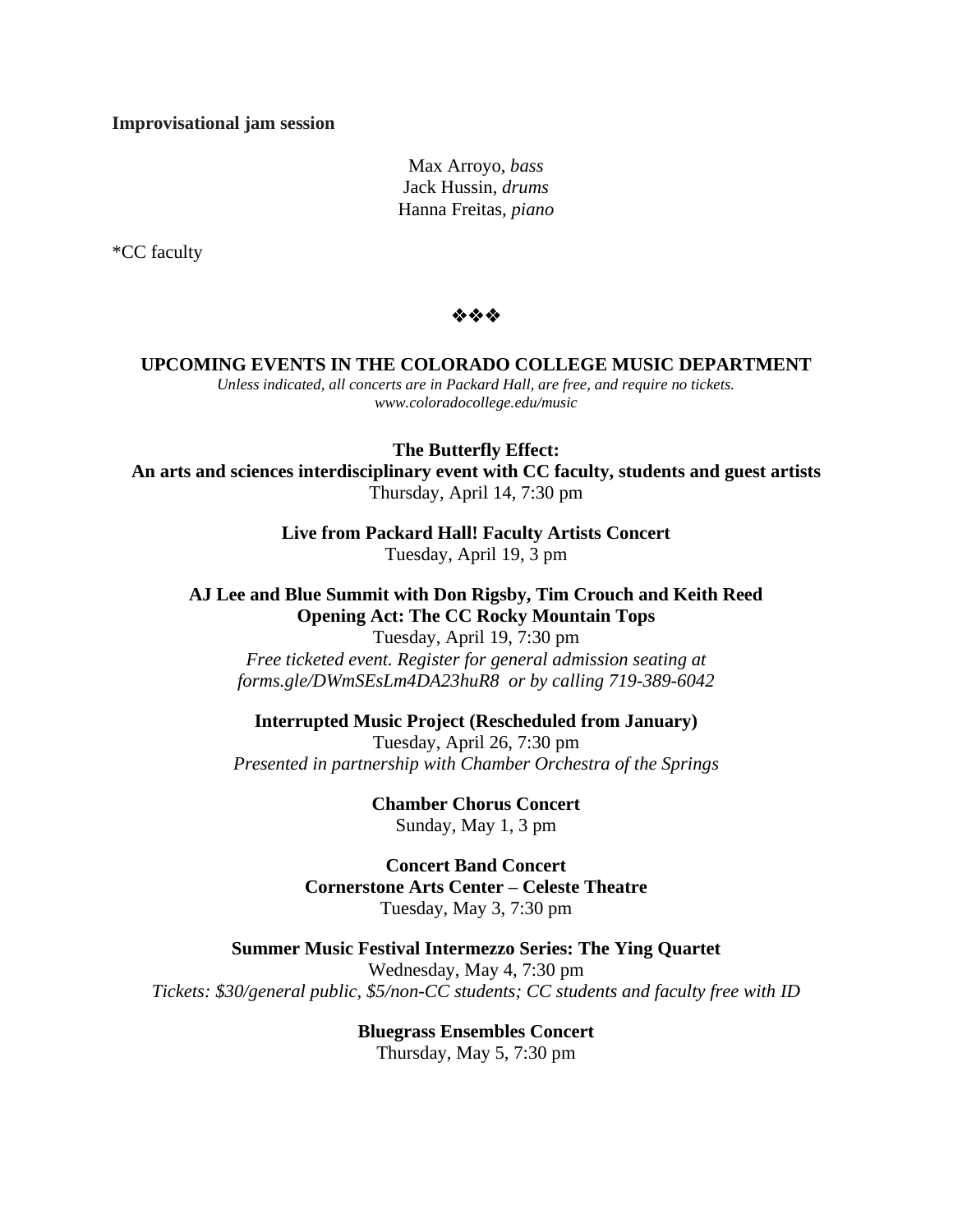**Improvisational jam session**

Max Arroyo, *bass*
Jack Hussin, *drums*
Hanna Freitas, *piano*

*CC faculty

❖❖❖

## UPCOMING EVENTS IN THE COLORADO COLLEGE MUSIC DEPARTMENT

*Unless indicated, all concerts are in Packard Hall, are free, and require no tickets.*
*www.coloradocollege.edu/music*

**The Butterfly Effect:**
**An arts and sciences interdisciplinary event with CC faculty, students and guest artists**
Thursday, April 14, 7:30 pm

**Live from Packard Hall! Faculty Artists Concert**
Tuesday, April 19, 3 pm

**AJ Lee and Blue Summit with Don Rigsby, Tim Crouch and Keith Reed**
**Opening Act: The CC Rocky Mountain Tops**
Tuesday, April 19, 7:30 pm
*Free ticketed event. Register for general admission seating at forms.gle/DWmSEsLm4DA23huR8 or by calling 719-389-6042*

**Interrupted Music Project (Rescheduled from January)**
Tuesday, April 26, 7:30 pm
*Presented in partnership with Chamber Orchestra of the Springs*

**Chamber Chorus Concert**
Sunday, May 1, 3 pm

**Concert Band Concert**
**Cornerstone Arts Center – Celeste Theatre**
Tuesday, May 3, 7:30 pm

**Summer Music Festival Intermezzo Series: The Ying Quartet**
Wednesday, May 4, 7:30 pm
*Tickets: $30/general public, $5/non-CC students; CC students and faculty free with ID*

**Bluegrass Ensembles Concert**
Thursday, May 5, 7:30 pm